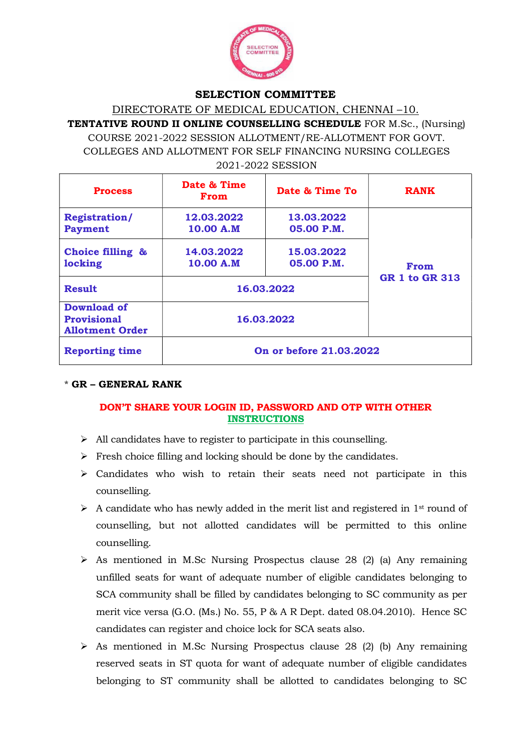# SELECTION COMMITTEE

## DIRECTORATE OF MEDICAL EDUCATION, CHENNAI –10.

**TENTATIVE ROUND II ONLINE COUNSELLING SCHEDULE** FOR M.Sc., (Nursing) COURSE 2021-2022 SESSION ALLOTMENT/RE-ALLOTMENT FOR GOVT. COLLEGES AND ALLOTMENT FOR SELF FINANCING NURSING COLLEGES 2021-2022 SESSION

| Process | Date & Time From | Date & Time To | RANK |
|---|---|---|---|
| Registration/ Payment | 12.03.2022 10.00 A.M | 13.03.2022 05.00 P.M. | From GR 1 to GR 313 |
| Choice filling & locking | 14.03.2022 10.00 A.M | 15.03.2022 05.00 P.M. | |
| Result | 16.03.2022 | | |
| Download of Provisional Allotment Order | 16.03.2022 | | |
| Reporting time | On or before 21.03.2022 | | |

**\* GR – GENERAL RANK**

**DON'T SHARE YOUR LOGIN ID, PASSWORD AND OTP WITH OTHER**

**INSTRUCTIONS**

- All candidates have to register to participate in this counselling.
- Fresh choice filling and locking should be done by the candidates.
- Candidates who wish to retain their seats need not participate in this counselling.
- A candidate who has newly added in the merit list and registered in 1st round of counselling, but not allotted candidates will be permitted to this online counselling.
- As mentioned in M.Sc Nursing Prospectus clause 28 (2) (a) Any remaining unfilled seats for want of adequate number of eligible candidates belonging to SCA community shall be filled by candidates belonging to SC community as per merit vice versa (G.O. (Ms.) No. 55, P & A R Dept. dated 08.04.2010). Hence SC candidates can register and choice lock for SCA seats also.
- As mentioned in M.Sc Nursing Prospectus clause 28 (2) (b) Any remaining reserved seats in ST quota for want of adequate number of eligible candidates belonging to ST community shall be allotted to candidates belonging to SC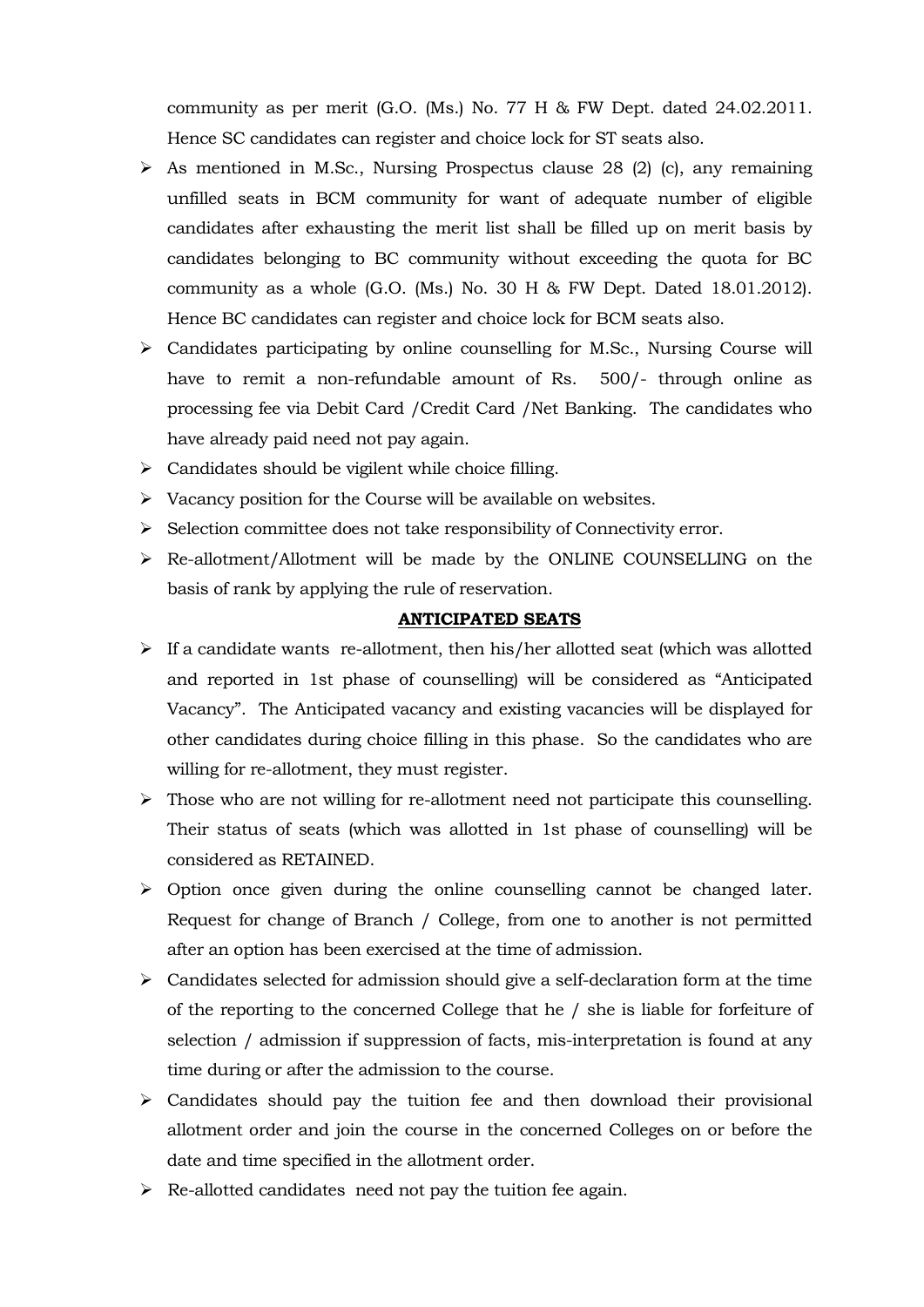community as per merit (G.O. (Ms.) No. 77 H & FW Dept. dated 24.02.2011. Hence SC candidates can register and choice lock for ST seats also.

- As mentioned in M.Sc., Nursing Prospectus clause 28 (2) (c), any remaining unfilled seats in BCM community for want of adequate number of eligible candidates after exhausting the merit list shall be filled up on merit basis by candidates belonging to BC community without exceeding the quota for BC community as a whole (G.O. (Ms.) No. 30 H & FW Dept. Dated 18.01.2012). Hence BC candidates can register and choice lock for BCM seats also.
- Candidates participating by online counselling for M.Sc., Nursing Course will have to remit a non-refundable amount of Rs. 500/- through online as processing fee via Debit Card /Credit Card /Net Banking. The candidates who have already paid need not pay again.
- Candidates should be vigilent while choice filling.
- Vacancy position for the Course will be available on websites.
- Selection committee does not take responsibility of Connectivity error.
- Re-allotment/Allotment will be made by the ONLINE COUNSELLING on the basis of rank by applying the rule of reservation.

**ANTICIPATED SEATS**

- If a candidate wants re-allotment, then his/her allotted seat (which was allotted and reported in 1st phase of counselling) will be considered as "Anticipated Vacancy". The Anticipated vacancy and existing vacancies will be displayed for other candidates during choice filling in this phase. So the candidates who are willing for re-allotment, they must register.
- Those who are not willing for re-allotment need not participate this counselling. Their status of seats (which was allotted in 1st phase of counselling) will be considered as RETAINED.
- Option once given during the online counselling cannot be changed later. Request for change of Branch / College, from one to another is not permitted after an option has been exercised at the time of admission.
- Candidates selected for admission should give a self-declaration form at the time of the reporting to the concerned College that he / she is liable for forfeiture of selection / admission if suppression of facts, mis-interpretation is found at any time during or after the admission to the course.
- Candidates should pay the tuition fee and then download their provisional allotment order and join the course in the concerned Colleges on or before the date and time specified in the allotment order.
- Re-allotted candidates need not pay the tuition fee again.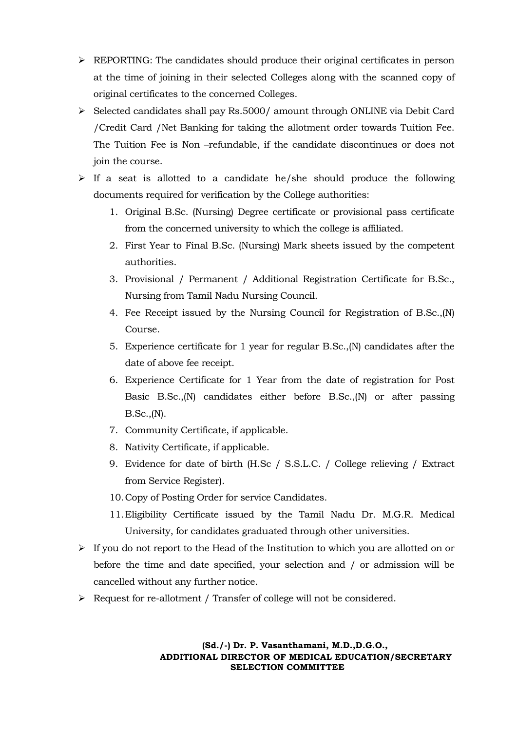- REPORTING: The candidates should produce their original certificates in person at the time of joining in their selected Colleges along with the scanned copy of original certificates to the concerned Colleges.
- Selected candidates shall pay Rs.5000/ amount through ONLINE via Debit Card /Credit Card /Net Banking for taking the allotment order towards Tuition Fee. The Tuition Fee is Non –refundable, if the candidate discontinues or does not join the course.
- If a seat is allotted to a candidate he/she should produce the following documents required for verification by the College authorities:
  1. Original B.Sc. (Nursing) Degree certificate or provisional pass certificate from the concerned university to which the college is affiliated.
  2. First Year to Final B.Sc. (Nursing) Mark sheets issued by the competent authorities.
  3. Provisional / Permanent / Additional Registration Certificate for B.Sc., Nursing from Tamil Nadu Nursing Council.
  4. Fee Receipt issued by the Nursing Council for Registration of B.Sc.,(N) Course.
  5. Experience certificate for 1 year for regular B.Sc.,(N) candidates after the date of above fee receipt.
  6. Experience Certificate for 1 Year from the date of registration for Post Basic B.Sc.,(N) candidates either before B.Sc.,(N) or after passing B.Sc.,(N).
  7. Community Certificate, if applicable.
  8. Nativity Certificate, if applicable.
  9. Evidence for date of birth (H.Sc / S.S.L.C. / College relieving / Extract from Service Register).
  10. Copy of Posting Order for service Candidates.
  11. Eligibility Certificate issued by the Tamil Nadu Dr. M.G.R. Medical University, for candidates graduated through other universities.
- If you do not report to the Head of the Institution to which you are allotted on or before the time and date specified, your selection and / or admission will be cancelled without any further notice.
- Request for re-allotment / Transfer of college will not be considered.

**(Sd./-) Dr. P. Vasanthamani, M.D.,D.G.O.,**
**ADDITIONAL DIRECTOR OF MEDICAL EDUCATION/SECRETARY**
**SELECTION COMMITTEE**